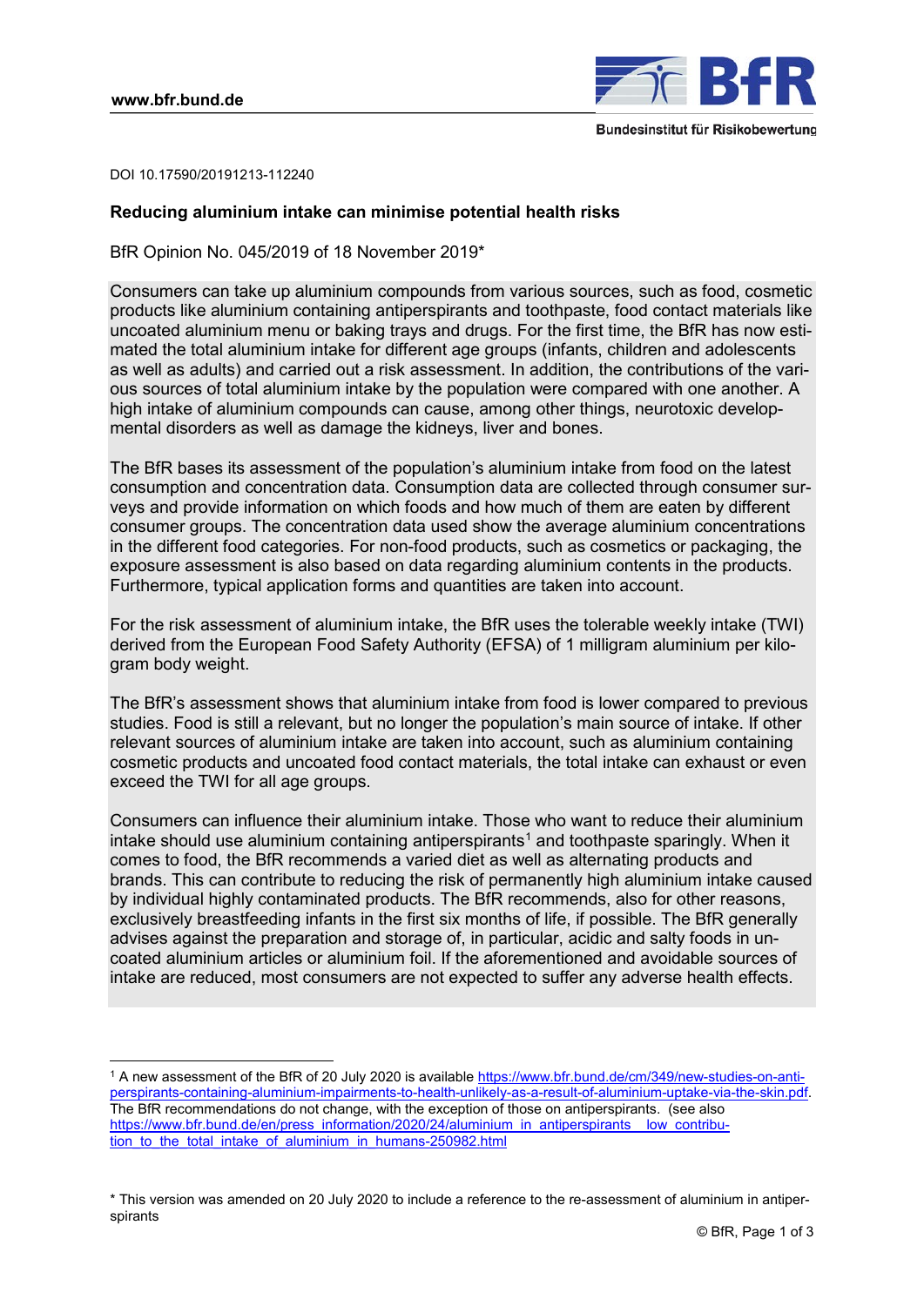DOI 10.17590/20191213-112240

## Reducing aluminium intake can minimise potential health risks

BfR Opinion No. 045/2019 of 18 November 2019*

Consumers can take up aluminium compounds from various sources, such as food, cosmetic products like aluminium containing antiperspirants and toothpaste, food contact materials like uncoated aluminium menu or baking trays and drugs. For the first time, the BfR has now estimated the total aluminium intake for different age groups (infants, children and adolescents as well as adults) and carried out a risk assessment. In addition, the contributions of the various sources of total aluminium intake by the population were compared with one another. A high intake of aluminium compounds can cause, among other things, neurotoxic developmental disorders as well as damage the kidneys, liver and bones.

The BfR bases its assessment of the population's aluminium intake from food on the latest consumption and concentration data. Consumption data are collected through consumer surveys and provide information on which foods and how much of them are eaten by different consumer groups. The concentration data used show the average aluminium concentrations in the different food categories. For non-food products, such as cosmetics or packaging, the exposure assessment is also based on data regarding aluminium contents in the products. Furthermore, typical application forms and quantities are taken into account.

For the risk assessment of aluminium intake, the BfR uses the tolerable weekly intake (TWI) derived from the European Food Safety Authority (EFSA) of 1 milligram aluminium per kilogram body weight.

The BfR's assessment shows that aluminium intake from food is lower compared to previous studies. Food is still a relevant, but no longer the population's main source of intake. If other relevant sources of aluminium intake are taken into account, such as aluminium containing cosmetic products and uncoated food contact materials, the total intake can exhaust or even exceed the TWI for all age groups.

Consumers can influence their aluminium intake. Those who want to reduce their aluminium intake should use aluminium containing antiperspirants[1] and toothpaste sparingly. When it comes to food, the BfR recommends a varied diet as well as alternating products and brands. This can contribute to reducing the risk of permanently high aluminium intake caused by individual highly contaminated products. The BfR recommends, also for other reasons, exclusively breastfeeding infants in the first six months of life, if possible. The BfR generally advises against the preparation and storage of, in particular, acidic and salty foods in uncoated aluminium articles or aluminium foil. If the aforementioned and avoidable sources of intake are reduced, most consumers are not expected to suffer any adverse health effects.

---

[1] A new assessment of the BfR of 20 July 2020 is available https://www.bfr.bund.de/cm/349/new-studies-on-antiperspirants-containing-aluminium-impairments-to-health-unlikely-as-a-result-of-aluminium-uptake-via-the-skin.pdf. The BfR recommendations do not change, with the exception of those on antiperspirants. (see also https://www.bfr.bund.de/en/press_information/2020/24/aluminium_in_antiperspirants__low_contribution_to_the_total_intake_of_aluminium_in_humans-250982.html

\* This version was amended on 20 July 2020 to include a reference to the re-assessment of aluminium in antiperspirants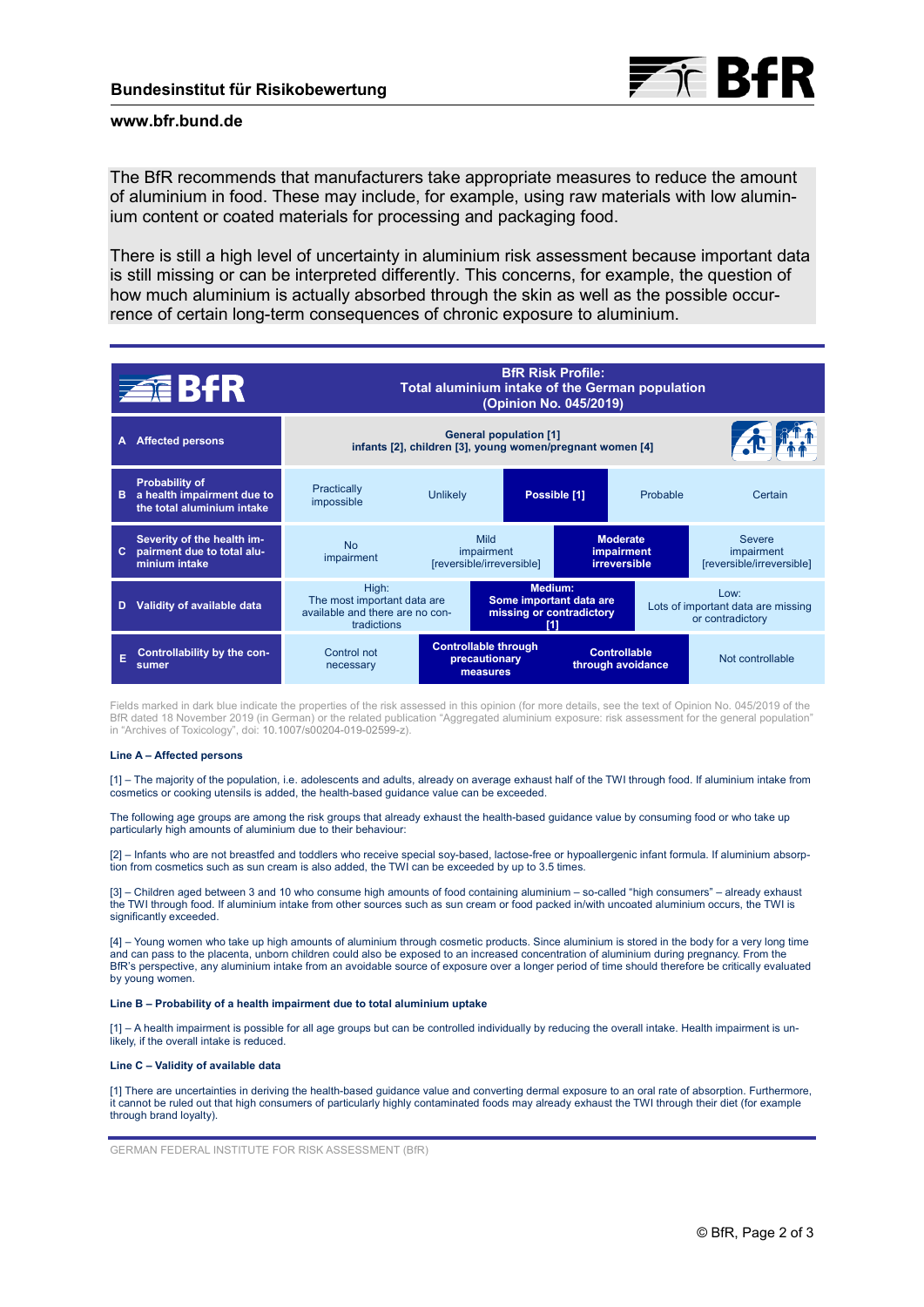The BfR recommends that manufacturers take appropriate measures to reduce the amount of aluminium in food. These may include, for example, using raw materials with low aluminium content or coated materials for processing and packaging food.

There is still a high level of uncertainty in aluminium risk assessment because important data is still missing or can be interpreted differently. This concerns, for example, the question of how much aluminium is actually absorbed through the skin as well as the possible occurrence of certain long-term consequences of chronic exposure to aluminium.

| BfR | **BfR Risk Profile: Total aluminium intake of the German population (Opinion No. 045/2019)** | | | | |
|---|---|---|---|---|---|
| **A Affected persons** | **General population [1] infants [2], children [3], young women/pregnant women [4]** | | | | |
| **B Probability of a health impairment due to the total aluminium intake** | Practically impossible | Unlikely | **Possible [1]** | Probable | Certain |
| **C Severity of the health impairment due to total aluminium intake** | No impairment | Mild impairment [reversible/irreversible] | **Moderate impairment irreversible** | Severe impairment [reversible/irreversible] | |
| **D Validity of available data** | High: The most important data are available and there are no contradictions | **Medium: Some important data are missing or contradictory [1]** | Low: Lots of important data are missing or contradictory | | |
| **E Controllability by the consumer** | Control not necessary | **Controllable through precautionary measures** | **Controllable through avoidance** | Not controllable | |

Fields marked in dark blue indicate the properties of the risk assessed in this opinion (for more details, see the text of Opinion No. 045/2019 of the BfR dated 18 November 2019 (in German) or the related publication "Aggregated aluminium exposure: risk assessment for the general population" in "Archives of Toxicology", doi: 10.1007/s00204-019-02599-z).

**Line A – Affected persons**

[1] – The majority of the population, i.e. adolescents and adults, already on average exhaust half of the TWI through food. If aluminium intake from cosmetics or cooking utensils is added, the health-based guidance value can be exceeded.

The following age groups are among the risk groups that already exhaust the health-based guidance value by consuming food or who take up particularly high amounts of aluminium due to their behaviour:

[2] – Infants who are not breastfed and toddlers who receive special soy-based, lactose-free or hypoallergenic infant formula. If aluminium absorption from cosmetics such as sun cream is also added, the TWI can be exceeded by up to 3.5 times.

[3] – Children aged between 3 and 10 who consume high amounts of food containing aluminium – so-called "high consumers" – already exhaust the TWI through food. If aluminium intake from other sources such as sun cream or food packed in/with uncoated aluminium occurs, the TWI is significantly exceeded.

[4] – Young women who take up high amounts of aluminium through cosmetic products. Since aluminium is stored in the body for a very long time and can pass to the placenta, unborn children could also be exposed to an increased concentration of aluminium during pregnancy. From the BfR's perspective, any aluminium intake from an avoidable source of exposure over a longer period of time should therefore be critically evaluated by young women.

**Line B – Probability of a health impairment due to total aluminium uptake**

[1] – A health impairment is possible for all age groups but can be controlled individually by reducing the overall intake. Health impairment is unlikely, if the overall intake is reduced.

**Line C – Validity of available data**

[1] There are uncertainties in deriving the health-based guidance value and converting dermal exposure to an oral rate of absorption. Furthermore, it cannot be ruled out that high consumers of particularly highly contaminated foods may already exhaust the TWI through their diet (for example through brand loyalty).

GERMAN FEDERAL INSTITUTE FOR RISK ASSESSMENT (BfR)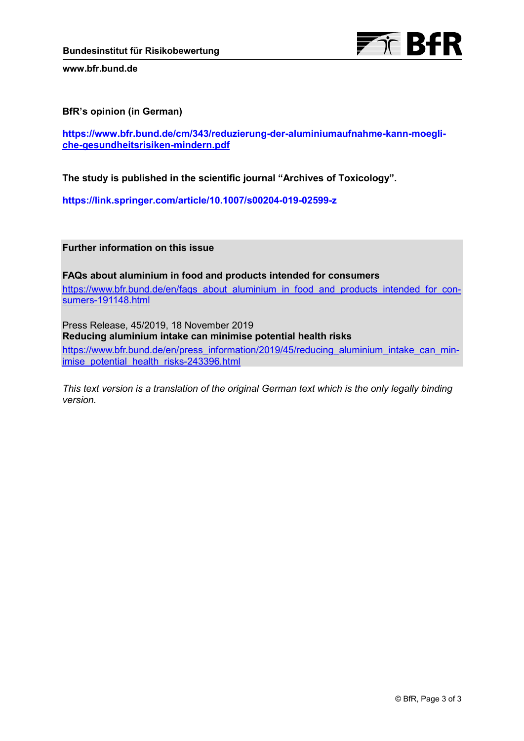**BfR's opinion (in German)**

**https://www.bfr.bund.de/cm/343/reduzierung-der-aluminiumaufnahme-kann-moegliche-gesundheitsrisiken-mindern.pdf**

**The study is published in the scientific journal "Archives of Toxicology".**

**https://link.springer.com/article/10.1007/s00204-019-02599-z**

**Further information on this issue**

**FAQs about aluminium in food and products intended for consumers**

https://www.bfr.bund.de/en/faqs_about_aluminium_in_food_and_products_intended_for_consumers-191148.html

Press Release, 45/2019, 18 November 2019

**Reducing aluminium intake can minimise potential health risks**

https://www.bfr.bund.de/en/press_information/2019/45/reducing_aluminium_intake_can_minimise_potential_health_risks-243396.html

*This text version is a translation of the original German text which is the only legally binding version.*